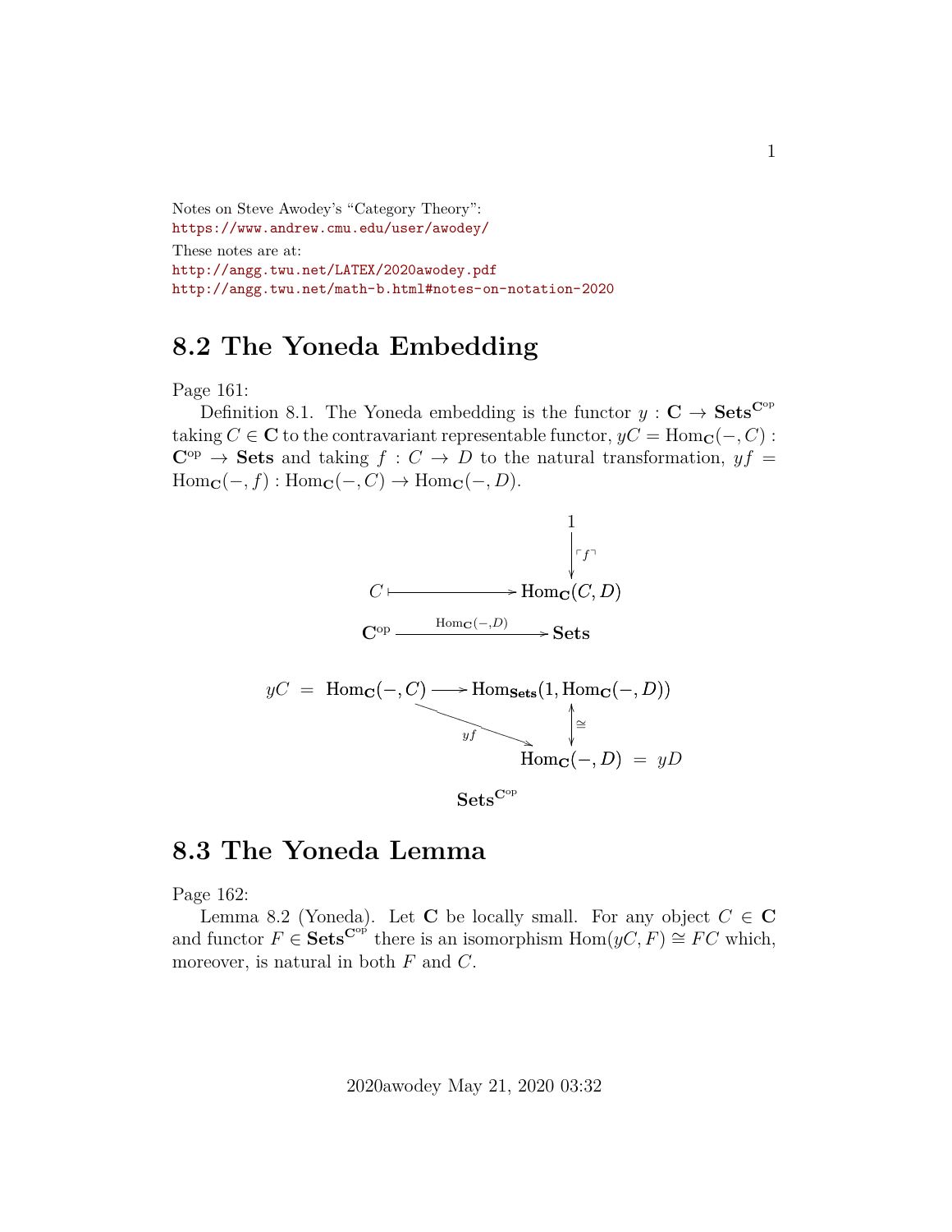Notes on Steve Awodey's "Category Theory":
https://www.andrew.cmu.edu/user/awodey/

These notes are at:
http://angg.twu.net/LATEX/2020awodey.pdf
http://angg.twu.net/math-b.html#notes-on-notation-2020

## 8.2 The Yoneda Embedding

Page 161:

Definition 8.1. The Yoneda embedding is the functor $y : \mathbf{C} \to \mathbf{Sets}^{\mathbf{C}^{\mathrm{op}}}$ taking $C \in \mathbf{C}$ to the contravariant representable functor, $yC = \mathrm{Hom}_{\mathbf{C}}(-, C) : \mathbf{C}^{\mathrm{op}} \to \mathbf{Sets}$ and taking $f : C \to D$ to the natural transformation, $yf = \mathrm{Hom}_{\mathbf{C}}(-, f) : \mathrm{Hom}_{\mathbf{C}}(-, C) \to \mathrm{Hom}_{\mathbf{C}}(-, D)$.

$$
\begin{array}{ccc}
 & & 1 \\
 & & \downarrow \ulcorner f \urcorner \\
C & \longmapsto & \mathrm{Hom}_{\mathbf{C}}(C, D) \\
\mathbf{C}^{\mathrm{op}} & \xrightarrow{\mathrm{Hom}_{\mathbf{C}}(-,D)} & \mathbf{Sets}
\end{array}
$$

$$
\begin{array}{ccc}
yC \;=\; \mathrm{Hom}_{\mathbf{C}}(-, C) & \longrightarrow & \mathrm{Hom}_{\mathbf{Sets}}(1, \mathrm{Hom}_{\mathbf{C}}(-, D)) \\
 & \searrow^{yf} & \updownarrow \cong \\
 & & \mathrm{Hom}_{\mathbf{C}}(-, D) \;=\; yD
\end{array}
$$

$$
\mathbf{Sets}^{\mathbf{C}^{\mathrm{op}}}
$$

## 8.3 The Yoneda Lemma

Page 162:

Lemma 8.2 (Yoneda). Let $\mathbf{C}$ be locally small. For any object $C \in \mathbf{C}$ and functor $F \in \mathbf{Sets}^{\mathbf{C}^{\mathrm{op}}}$ there is an isomorphism $\mathrm{Hom}(yC, F) \cong FC$ which, moreover, is natural in both $F$ and $C$.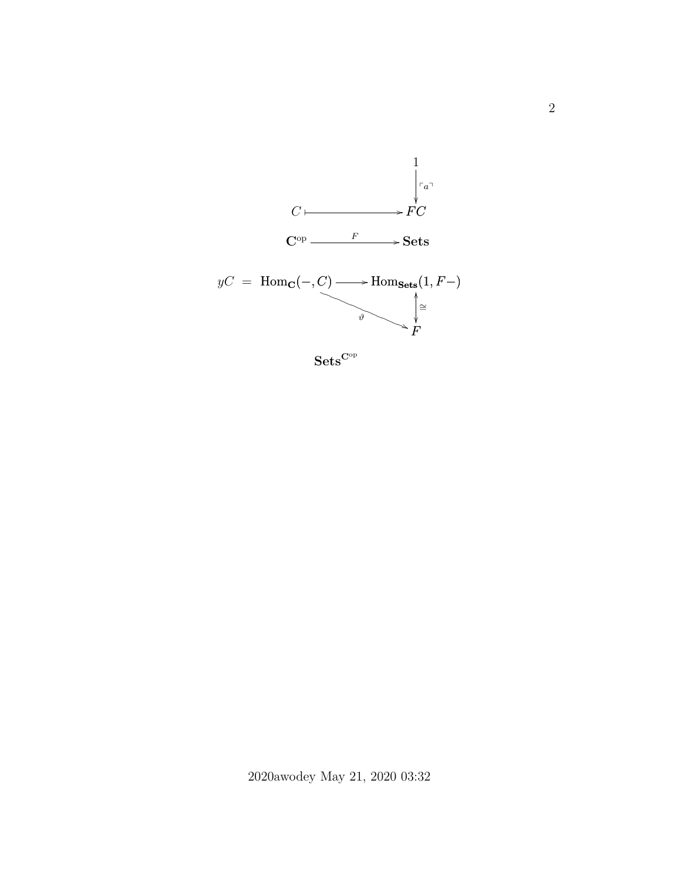$$
\begin{array}{ccc}
 & & 1 \\
 & & \downarrow{\scriptstyle \ulcorner a \urcorner} \\
C & \longmapsto & FC
\end{array}
$$

$$
\mathbf{C}^{\mathrm{op}} \xrightarrow{\;F\;} \mathbf{Sets}
$$

$$
\begin{array}{ccc}
yC \;=\; \mathrm{Hom}_{\mathbf{C}}(-, C) & \longrightarrow & \mathrm{Hom}_{\mathbf{Sets}}(1, F-) \\
 & \searrow^{\vartheta} & \updownarrow{\scriptstyle \cong} \\
 & & F
\end{array}
$$

$$
\mathbf{Sets}^{\mathbf{C}^{\mathrm{op}}}
$$

2020awodey May 21, 2020 03:32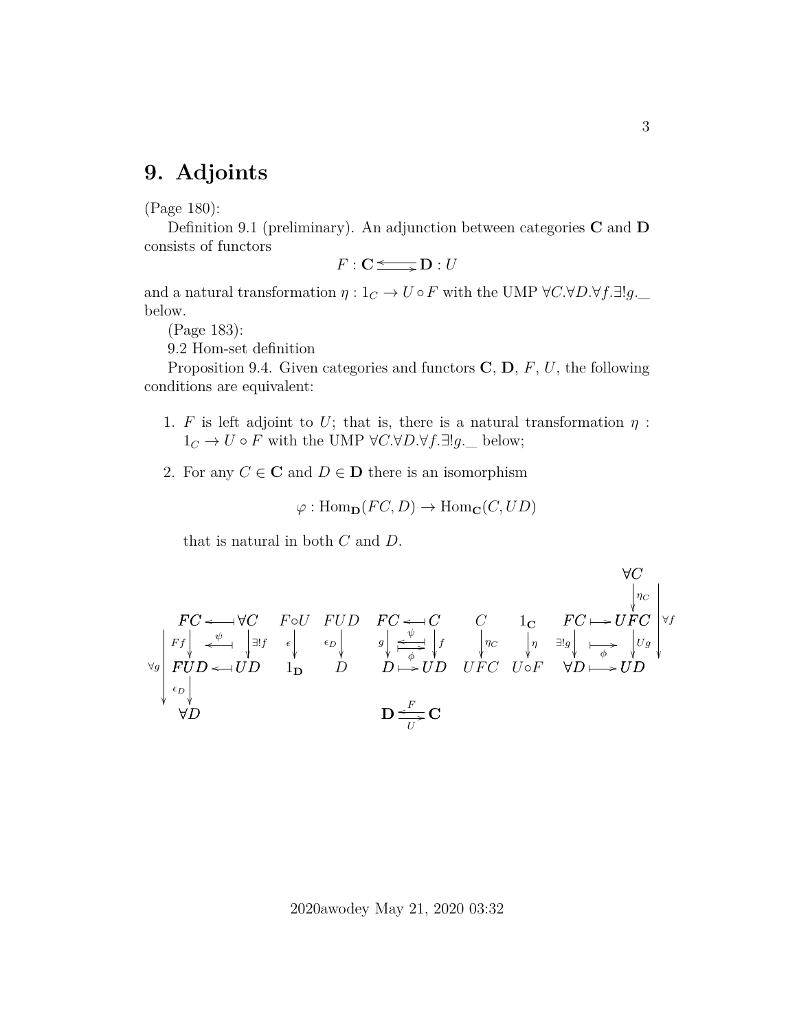# 9. Adjoints

(Page 180):

Definition 9.1 (preliminary). An adjunction between categories $\mathbf{C}$ and $\mathbf{D}$ consists of functors

$$F : \mathbf{C} \rightleftarrows \mathbf{D} : U$$

and a natural transformation $\eta : 1_C \to U \circ F$ with the UMP $\forall C.\forall D.\forall f.\exists! g.$_ below.

(Page 183):

9.2 Hom-set definition

Proposition 9.4. Given categories and functors $\mathbf{C}$, $\mathbf{D}$, $F$, $U$, the following conditions are equivalent:

1. $F$ is left adjoint to $U$; that is, there is a natural transformation $\eta : 1_C \to U \circ F$ with the UMP $\forall C.\forall D.\forall f.\exists! g.$_ below;
2. For any $C \in \mathbf{C}$ and $D \in \mathbf{D}$ there is an isomorphism

   $$\varphi : \mathrm{Hom}_{\mathbf{D}}(FC, D) \to \mathrm{Hom}_{\mathbf{C}}(C, UD)$$

   that is natural in both $C$ and $D$.

$$\begin{array}{ccccccc}
FC \xleftarrow{\;\psi\;} \forall C & F \circ U & FUD & FC \underset{\phi}{\overset{\psi}{\rightleftarrows}} C & C & 1_{\mathbf{C}} & FC \xmapsto{\;\phi\;} UFC \\
\forall g: \; Ff \downarrow \quad \downarrow \exists! f & \epsilon \downarrow & \epsilon_D \downarrow & g \downarrow \quad \downarrow f & \downarrow \eta_C & \downarrow \eta & \exists! g \downarrow \quad \downarrow Ug \\
FUD \longleftarrow UD & 1_{\mathbf{D}} & D & D \longmapsto UD & UFC & U \circ F & \forall D \longmapsto UD \\
\epsilon_D \downarrow & & & & & & \\
\forall D & & & \mathbf{D} \underset{U}{\overset{F}{\rightleftarrows}} \mathbf{C} & & & \forall C \xrightarrow{\eta_C} UFC,\; \forall f : C \to UD
\end{array}$$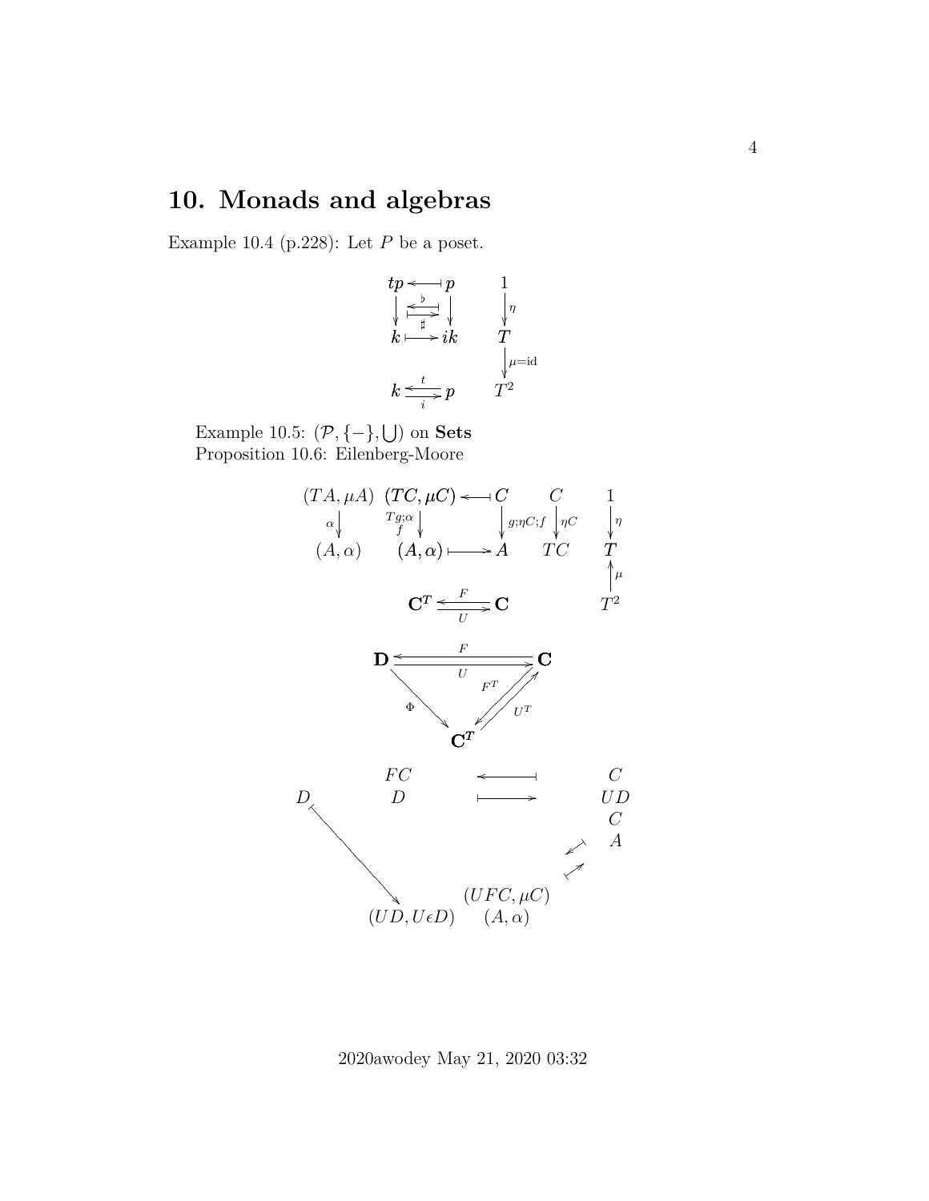# 10. Monads and algebras

Example 10.4 (p.228): Let $P$ be a poset.

$$
\begin{array}{ccc}
tp \longleftarrow\!\!\shortmid\, p & & 1 \\
\downarrow \quad \overset{\flat}{\longleftarrow\!\!\shortmid} \quad \downarrow & & \downarrow \eta \\
\quad\ \ \underset{\sharp}{\shortmid\!\!\longrightarrow} & & \\
k \,\shortmid\!\!\longrightarrow ik & & T \\
 & & \downarrow \mu = \mathrm{id} \\
k \underset{i}{\overset{t}{\rightleftarrows}} p & & T^2
\end{array}
$$

Example 10.5: $(\mathcal{P}, \{-\}, \bigcup)$ on **Sets**

Proposition 10.6: Eilenberg-Moore

$$
\begin{array}{ccccc}
(TA, \mu A) & (TC, \mu C) \longleftarrow\!\!\shortmid\, C & C & 1 \\
\alpha \downarrow & \overset{Tg;\alpha}{f} \downarrow \qquad\qquad \downarrow g;\eta C;f & \downarrow \eta C & \downarrow \eta \\
(A, \alpha) & (A, \alpha) \,\shortmid\!\!\longrightarrow A & TC & T \\
 & & & \uparrow \mu \\
 & \mathbf{C}^T \underset{U}{\overset{F}{\rightleftarrows}} \mathbf{C} & & T^2
\end{array}
$$

$$
\begin{array}{ccc}
\mathbf{D} & \underset{U}{\overset{F}{\rightleftarrows}} & \mathbf{C} \\
 & \Phi \searrow & \swarrow F^T \ \nearrow U^T \\
 & \mathbf{C}^T &
\end{array}
$$

$$
\begin{array}{cccc}
 & FC & \longleftarrow\!\!\shortmid & C \\
D & D & \shortmid\!\!\longrightarrow & UD \\
 & & & C \\
 & & & A \\
 & & \swarrow\!\!\shortmid & \\
 & & \shortmid\!\!\nearrow & \\
 & & (UFC, \mu C) & \\
(UD, U\epsilon D) & & (A, \alpha) &
\end{array}
$$